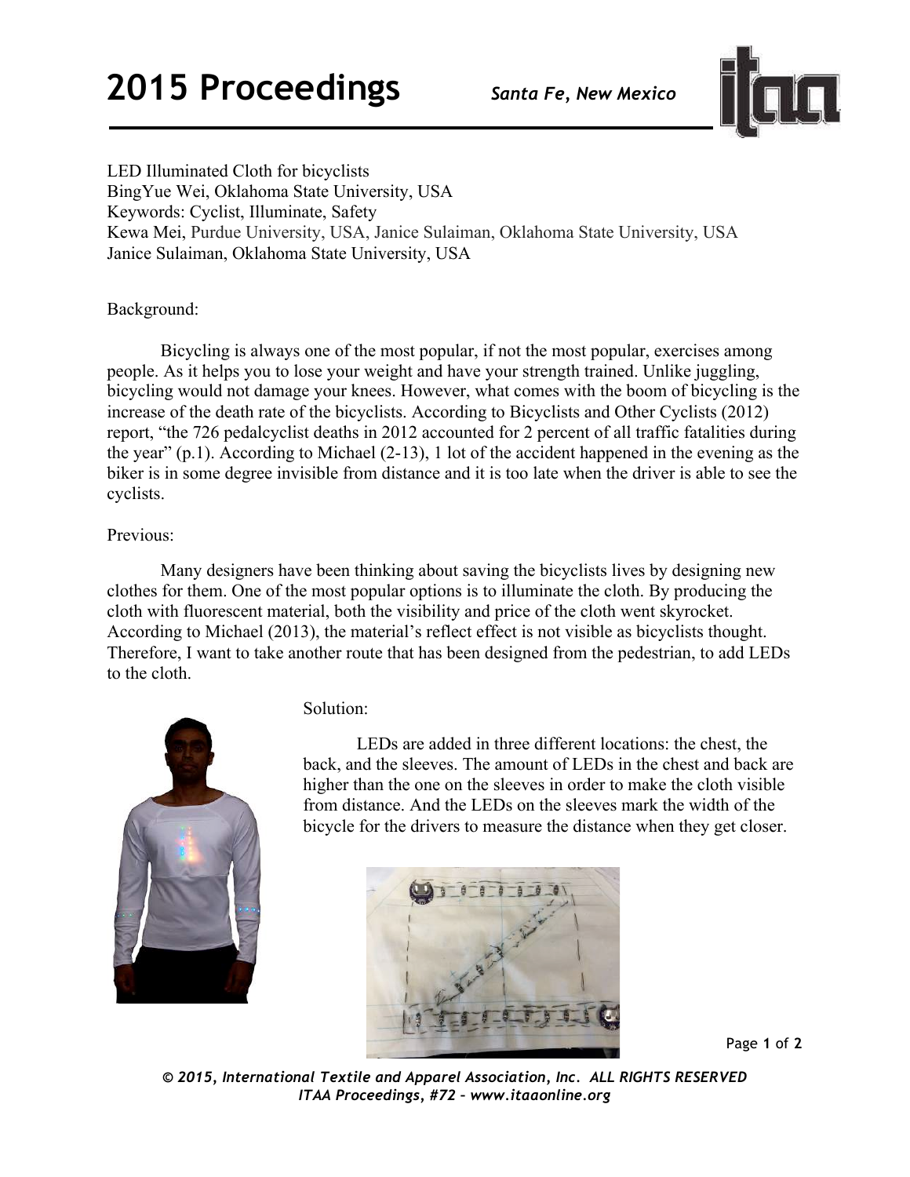LED Illuminated Cloth for bicyclists
BingYue Wei, Oklahoma State University, USA
Keywords: Cyclist, Illuminate, Safety
Kewa Mei, Purdue University, USA, Janice Sulaiman, Oklahoma State University, USA
Janice Sulaiman, Oklahoma State University, USA

Background:

Bicycling is always one of the most popular, if not the most popular, exercises among people. As it helps you to lose your weight and have your strength trained. Unlike juggling, bicycling would not damage your knees. However, what comes with the boom of bicycling is the increase of the death rate of the bicyclists. According to Bicyclists and Other Cyclists (2012) report, "the 726 pedalcyclist deaths in 2012 accounted for 2 percent of all traffic fatalities during the year" (p.1). According to Michael (2-13), 1 lot of the accident happened in the evening as the biker is in some degree invisible from distance and it is too late when the driver is able to see the cyclists.

Previous:

Many designers have been thinking about saving the bicyclists lives by designing new clothes for them. One of the most popular options is to illuminate the cloth. By producing the cloth with fluorescent material, both the visibility and price of the cloth went skyrocket. According to Michael (2013), the material's reflect effect is not visible as bicyclists thought. Therefore, I want to take another route that has been designed from the pedestrian, to add LEDs to the cloth.

Solution:

LEDs are added in three different locations: the chest, the back, and the sleeves. The amount of LEDs in the chest and back are higher than the one on the sleeves in order to make the cloth visible from distance. And the LEDs on the sleeves mark the width of the bicycle for the drivers to measure the distance when they get closer.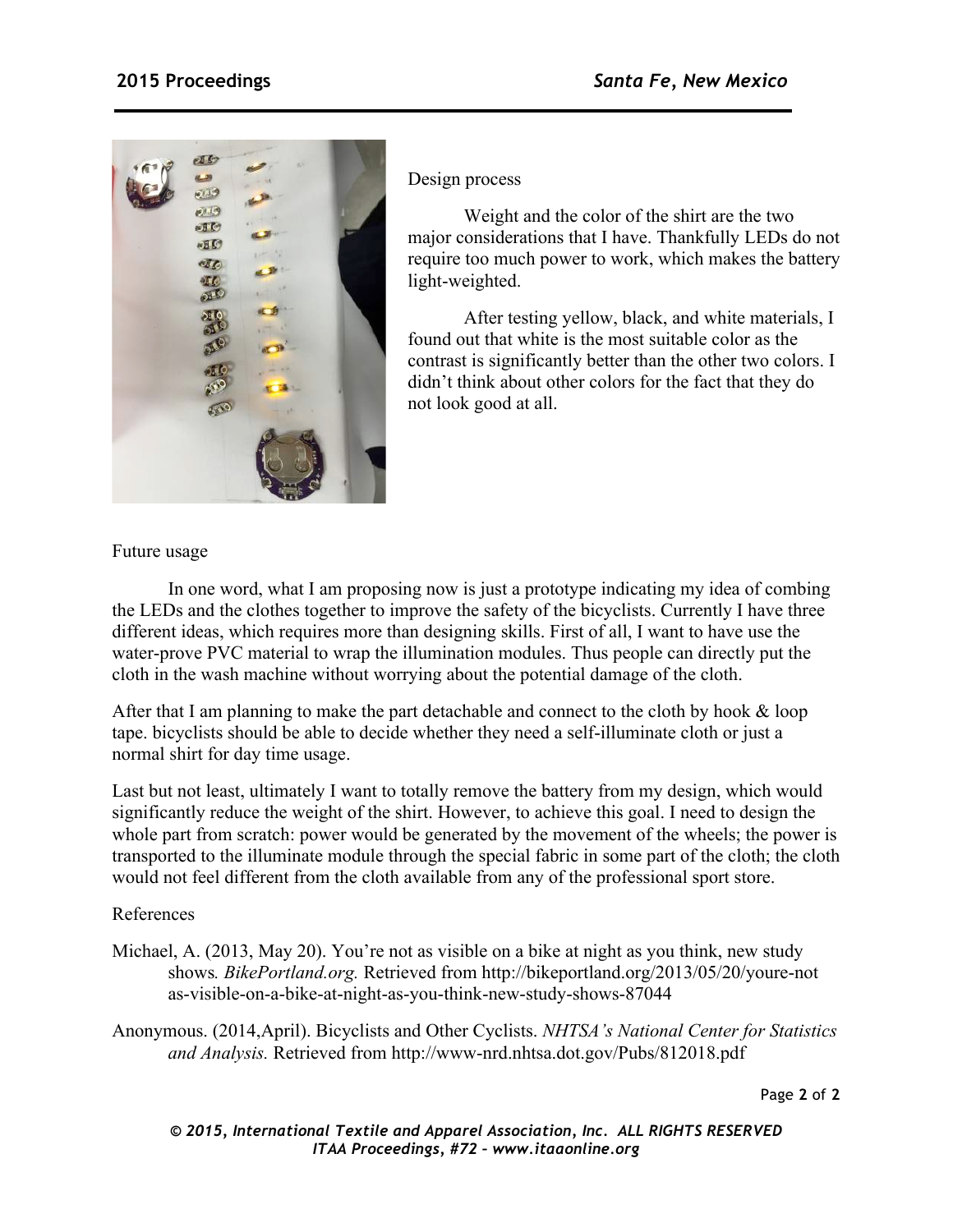Design process

Weight and the color of the shirt are the two major considerations that I have. Thankfully LEDs do not require too much power to work, which makes the battery light-weighted.

After testing yellow, black, and white materials, I found out that white is the most suitable color as the contrast is significantly better than the other two colors. I didn't think about other colors for the fact that they do not look good at all.

Future usage

In one word, what I am proposing now is just a prototype indicating my idea of combing the LEDs and the clothes together to improve the safety of the bicyclists. Currently I have three different ideas, which requires more than designing skills. First of all, I want to have use the water-prove PVC material to wrap the illumination modules. Thus people can directly put the cloth in the wash machine without worrying about the potential damage of the cloth.

After that I am planning to make the part detachable and connect to the cloth by hook & loop tape. bicyclists should be able to decide whether they need a self-illuminate cloth or just a normal shirt for day time usage.

Last but not least, ultimately I want to totally remove the battery from my design, which would significantly reduce the weight of the shirt. However, to achieve this goal. I need to design the whole part from scratch: power would be generated by the movement of the wheels; the power is transported to the illuminate module through the special fabric in some part of the cloth; the cloth would not feel different from the cloth available from any of the professional sport store.

References

Michael, A. (2013, May 20). You're not as visible on a bike at night as you think, new study shows*. BikePortland.org.* Retrieved from http://bikeportland.org/2013/05/20/youre-not as-visible-on-a-bike-at-night-as-you-think-new-study-shows-87044

Anonymous. (2014,April). Bicyclists and Other Cyclists. *NHTSA's National Center for Statistics and Analysis.* Retrieved from http://www-nrd.nhtsa.dot.gov/Pubs/812018.pdf